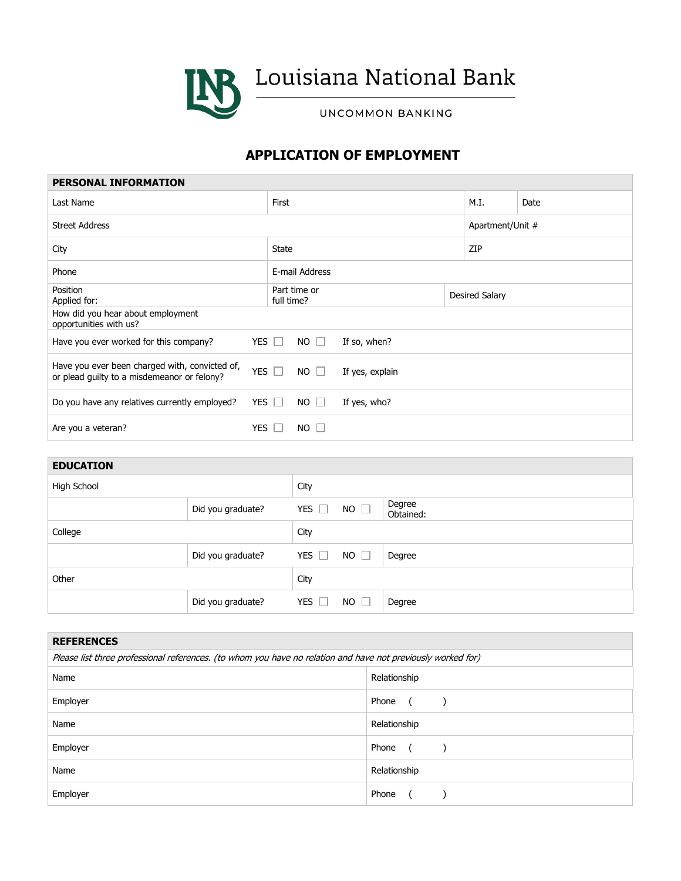# Louisiana National Bank

UNCOMMON BANKING

## APPLICATION OF EMPLOYMENT

| PERSONAL INFORMATION | | | |
|---|---|---|---|
| Last Name | First | M.I. | Date |
| Street Address | | Apartment/Unit # | |
| City | State | ZIP | |
| Phone | E-mail Address | | |
| Position Applied for: | Part time or full time? | Desired Salary | |
| How did you hear about employment opportunities with us? | | | |
| Have you ever worked for this company? | YES ☐ NO ☐ | If so, when? | |
| Have you ever been charged with, convicted of, or plead guilty to a misdemeanor or felony? | YES ☐ NO ☐ | If yes, explain | |
| Do you have any relatives currently employed? | YES ☐ NO ☐ | If yes, who? | |
| Are you a veteran? | YES ☐ NO ☐ | | |

| EDUCATION | | | |
|---|---|---|---|
| High School | | City | |
| | Did you graduate? | YES ☐ NO ☐ | Degree Obtained: |
| College | | City | |
| | Did you graduate? | YES ☐ NO ☐ | Degree |
| Other | | City | |
| | Did you graduate? | YES ☐ NO ☐ | Degree |

| REFERENCES | |
|---|---|
| *Please list three professional references. (to whom you have no relation and have not previously worked for)* | |
| Name | Relationship |
| Employer | Phone ( ) |
| Name | Relationship |
| Employer | Phone ( ) |
| Name | Relationship |
| Employer | Phone ( ) |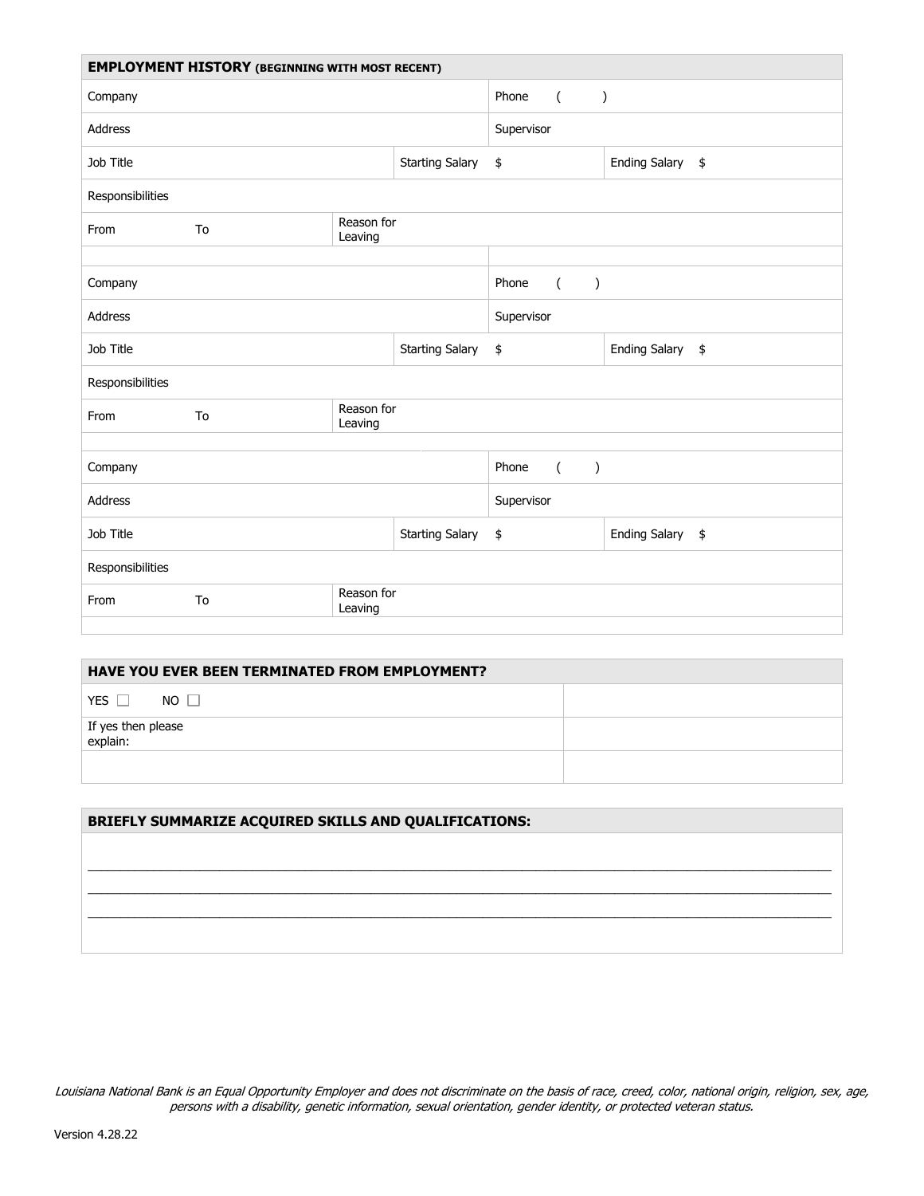## EMPLOYMENT HISTORY (BEGINNING WITH MOST RECENT)

| | | | | |
|---|---|---|---|---|
| Company | | | Phone ( ) | |
| Address | | | Supervisor | |
| Job Title | | Starting Salary | $ | Ending Salary $ |
| Responsibilities | | | | |
| From To | Reason for Leaving | | | |

| | | | | |
|---|---|---|---|---|
| Company | | | Phone ( ) | |
| Address | | | Supervisor | |
| Job Title | | Starting Salary | $ | Ending Salary $ |
| Responsibilities | | | | |
| From To | Reason for Leaving | | | |

| | | | | |
|---|---|---|---|---|
| Company | | | Phone ( ) | |
| Address | | | Supervisor | |
| Job Title | | Starting Salary | $ | Ending Salary $ |
| Responsibilities | | | | |
| From To | Reason for Leaving | | | |

## HAVE YOU EVER BEEN TERMINATED FROM EMPLOYMENT?

| | |
|---|---|
| YES ☐ NO ☐ | |
| If yes then please explain: | |
| | |

## BRIEFLY SUMMARIZE ACQUIRED SKILLS AND QUALIFICATIONS:

\_\_\_\_\_\_\_\_\_\_\_\_\_\_\_\_\_\_\_\_\_\_\_\_\_\_\_\_\_\_\_\_\_\_\_\_\_\_\_\_\_\_\_\_\_\_\_\_\_\_\_\_\_\_\_\_\_\_\_\_\_\_\_\_\_\_\_\_\_\_\_\_\_\_\_\_\_\_

\_\_\_\_\_\_\_\_\_\_\_\_\_\_\_\_\_\_\_\_\_\_\_\_\_\_\_\_\_\_\_\_\_\_\_\_\_\_\_\_\_\_\_\_\_\_\_\_\_\_\_\_\_\_\_\_\_\_\_\_\_\_\_\_\_\_\_\_\_\_\_\_\_\_\_\_\_\_

\_\_\_\_\_\_\_\_\_\_\_\_\_\_\_\_\_\_\_\_\_\_\_\_\_\_\_\_\_\_\_\_\_\_\_\_\_\_\_\_\_\_\_\_\_\_\_\_\_\_\_\_\_\_\_\_\_\_\_\_\_\_\_\_\_\_\_\_\_\_\_\_\_\_\_\_\_\_

*Louisiana National Bank is an Equal Opportunity Employer and does not discriminate on the basis of race, creed, color, national origin, religion, sex, age, persons with a disability, genetic information, sexual orientation, gender identity, or protected veteran status.*

Version 4.28.22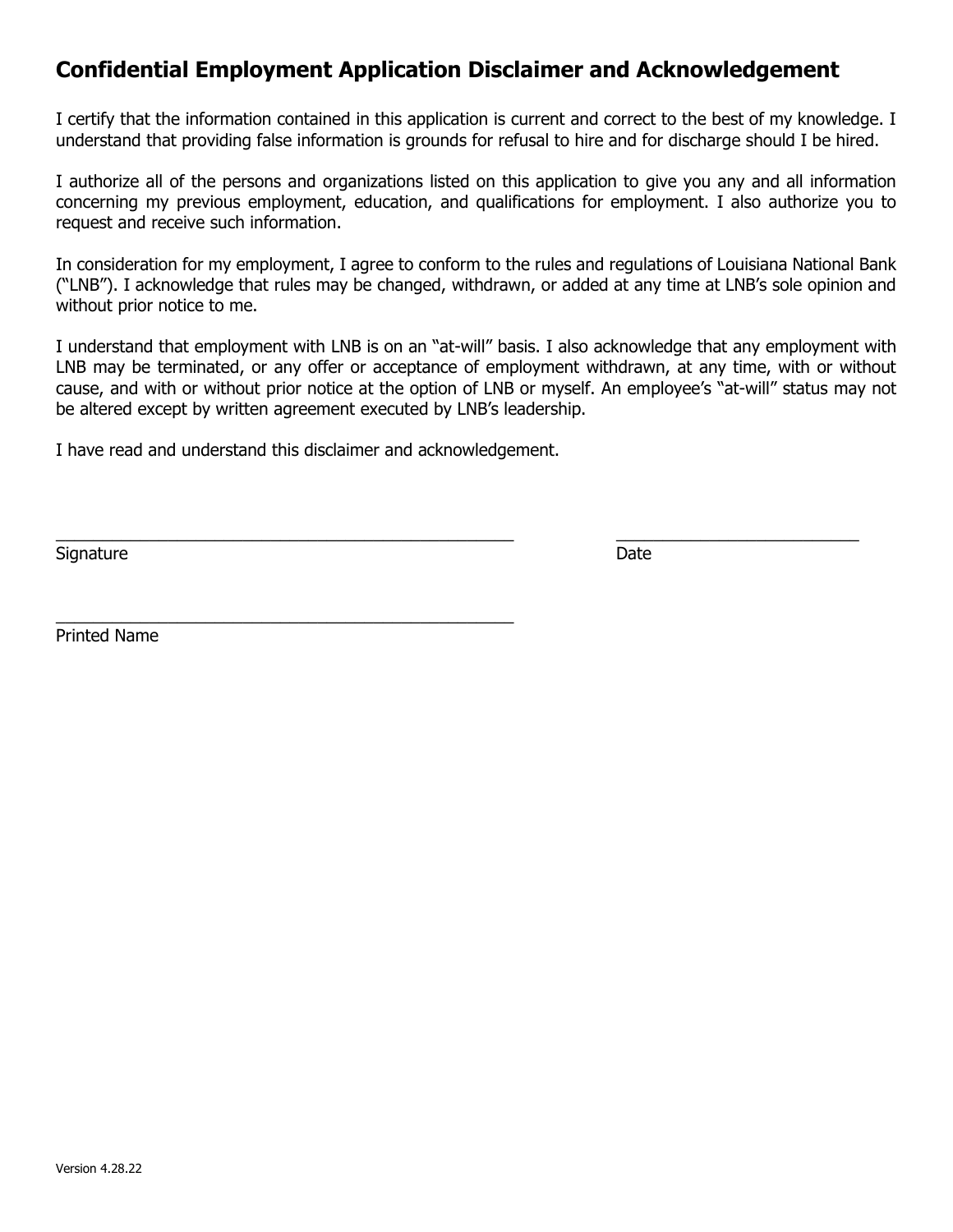## Confidential Employment Application Disclaimer and Acknowledgement

I certify that the information contained in this application is current and correct to the best of my knowledge. I understand that providing false information is grounds for refusal to hire and for discharge should I be hired.

I authorize all of the persons and organizations listed on this application to give you any and all information concerning my previous employment, education, and qualifications for employment. I also authorize you to request and receive such information.

In consideration for my employment, I agree to conform to the rules and regulations of Louisiana National Bank ("LNB"). I acknowledge that rules may be changed, withdrawn, or added at any time at LNB's sole opinion and without prior notice to me.

I understand that employment with LNB is on an "at-will" basis. I also acknowledge that any employment with LNB may be terminated, or any offer or acceptance of employment withdrawn, at any time, with or without cause, and with or without prior notice at the option of LNB or myself. An employee's "at-will" status may not be altered except by written agreement executed by LNB's leadership.

I have read and understand this disclaimer and acknowledgement.

\_\_\_\_\_\_\_\_\_\_\_\_\_\_\_\_\_\_\_\_\_\_\_\_\_\_\_\_\_\_\_\_\_\_\_\_\_\_\_\_\_\_\_\_ &nbsp;&nbsp;&nbsp;&nbsp; \_\_\_\_\_\_\_\_\_\_\_\_\_\_\_\_\_\_\_\_\_\_\_\_
Signature &nbsp;&nbsp;&nbsp;&nbsp; Date

\_\_\_\_\_\_\_\_\_\_\_\_\_\_\_\_\_\_\_\_\_\_\_\_\_\_\_\_\_\_\_\_\_\_\_\_\_\_\_\_\_\_\_\_
Printed Name

Version 4.28.22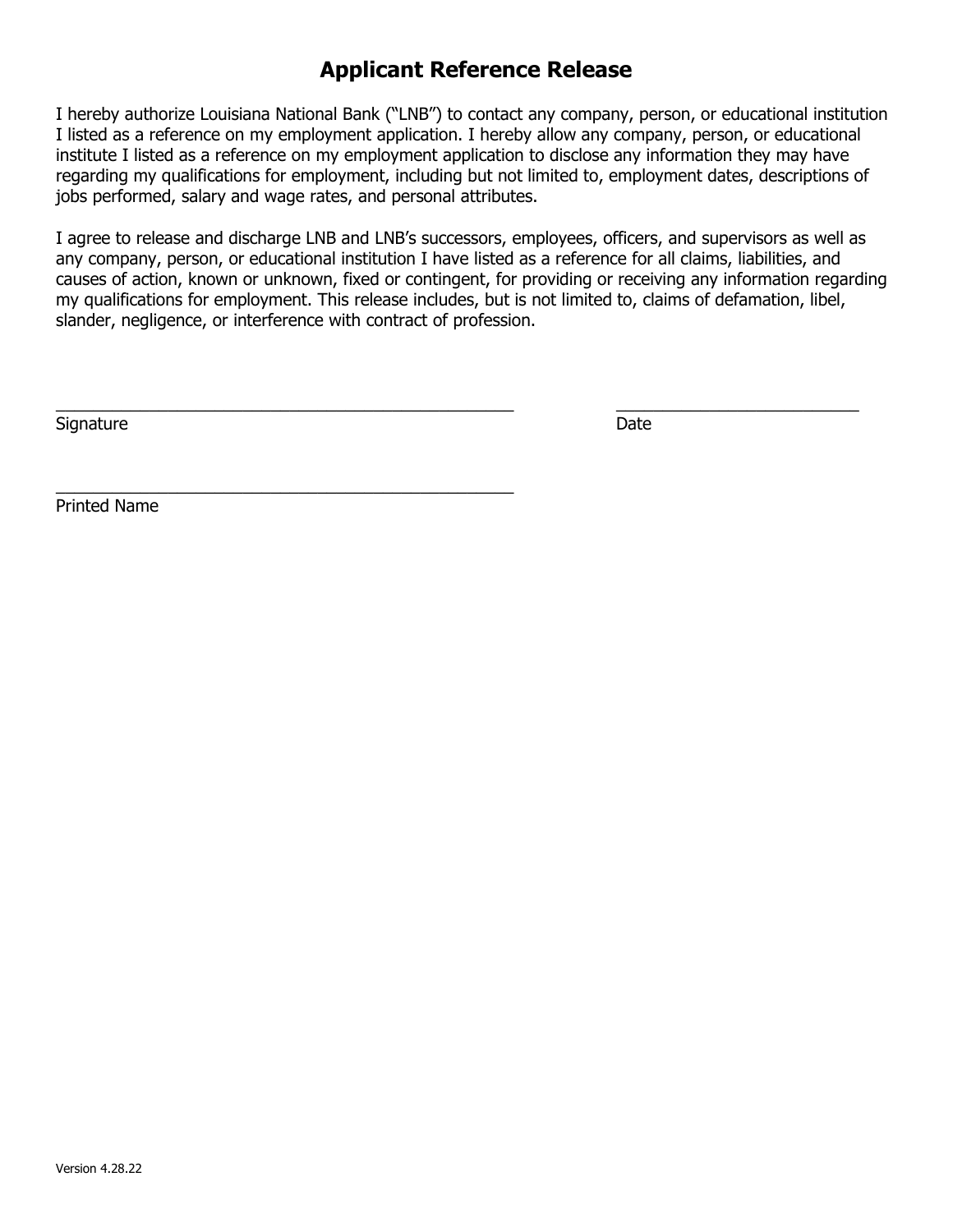# Applicant Reference Release

I hereby authorize Louisiana National Bank ("LNB") to contact any company, person, or educational institution I listed as a reference on my employment application. I hereby allow any company, person, or educational institute I listed as a reference on my employment application to disclose any information they may have regarding my qualifications for employment, including but not limited to, employment dates, descriptions of jobs performed, salary and wage rates, and personal attributes.

I agree to release and discharge LNB and LNB's successors, employees, officers, and supervisors as well as any company, person, or educational institution I have listed as a reference for all claims, liabilities, and causes of action, known or unknown, fixed or contingent, for providing or receiving any information regarding my qualifications for employment. This release includes, but is not limited to, claims of defamation, libel, slander, negligence, or interference with contract of profession.

\_\_\_\_\_\_\_\_\_\_\_\_\_\_\_\_\_\_\_\_\_\_\_\_\_\_\_\_\_\_\_\_\_\_\_\_\_\_\_\_\_\_\_\_ &nbsp;&nbsp;&nbsp;&nbsp;&nbsp;&nbsp;&nbsp;&nbsp; \_\_\_\_\_\_\_\_\_\_\_\_\_\_\_\_\_\_\_\_\_\_\_\_\_\_
Signature &nbsp;&nbsp;&nbsp;&nbsp;&nbsp;&nbsp;&nbsp;&nbsp;&nbsp;&nbsp;&nbsp;&nbsp;&nbsp;&nbsp;&nbsp;&nbsp;&nbsp;&nbsp;&nbsp;&nbsp;&nbsp;&nbsp;&nbsp;&nbsp;&nbsp;&nbsp;&nbsp;&nbsp;&nbsp;&nbsp;&nbsp;&nbsp;&nbsp;&nbsp;&nbsp;&nbsp;&nbsp;&nbsp;&nbsp;&nbsp;&nbsp;&nbsp;&nbsp;&nbsp;&nbsp;&nbsp;&nbsp;&nbsp; Date

\_\_\_\_\_\_\_\_\_\_\_\_\_\_\_\_\_\_\_\_\_\_\_\_\_\_\_\_\_\_\_\_\_\_\_\_\_\_\_\_\_\_\_\_
Printed Name

Version 4.28.22